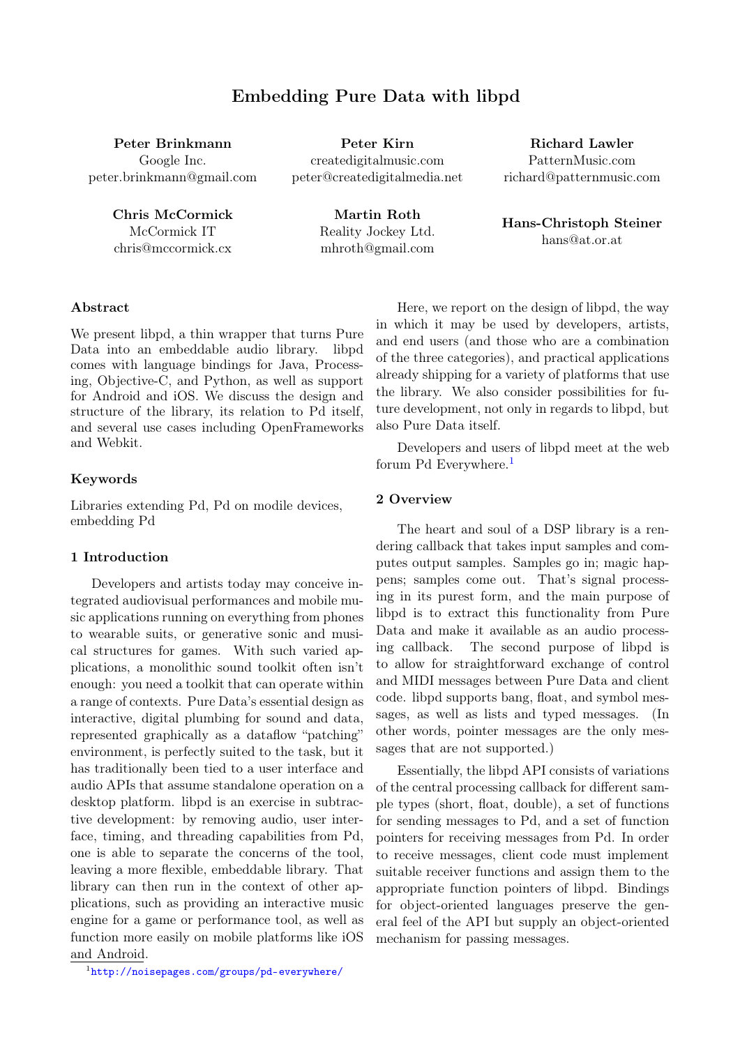# Embedding Pure Data with libpd

**Peter Brinkmann**
Google Inc.
peter.brinkmann@gmail.com

**Peter Kirn**
createdigitalmusic.com
peter@createdigitalmedia.net

**Richard Lawler**
PatternMusic.com
richard@patternmusic.com

**Chris McCormick**
McCormick IT
chris@mccormick.cx

**Martin Roth**
Reality Jockey Ltd.
mhroth@gmail.com

**Hans-Christoph Steiner**
hans@at.or.at

### Abstract

We present libpd, a thin wrapper that turns Pure Data into an embeddable audio library. libpd comes with language bindings for Java, Processing, Objective-C, and Python, as well as support for Android and iOS. We discuss the design and structure of the library, its relation to Pd itself, and several use cases including OpenFrameworks and Webkit.

### Keywords

Libraries extending Pd, Pd on modile devices, embedding Pd

## 1 Introduction

Developers and artists today may conceive integrated audiovisual performances and mobile music applications running on everything from phones to wearable suits, or generative sonic and musical structures for games. With such varied applications, a monolithic sound toolkit often isn't enough: you need a toolkit that can operate within a range of contexts. Pure Data's essential design as interactive, digital plumbing for sound and data, represented graphically as a dataflow "patching" environment, is perfectly suited to the task, but it has traditionally been tied to a user interface and audio APIs that assume standalone operation on a desktop platform. libpd is an exercise in subtractive development: by removing audio, user interface, timing, and threading capabilities from Pd, one is able to separate the concerns of the tool, leaving a more flexible, embeddable library. That library can then run in the context of other applications, such as providing an interactive music engine for a game or performance tool, as well as function more easily on mobile platforms like iOS and Android.

Here, we report on the design of libpd, the way in which it may be used by developers, artists, and end users (and those who are a combination of the three categories), and practical applications already shipping for a variety of platforms that use the library. We also consider possibilities for future development, not only in regards to libpd, but also Pure Data itself.

Developers and users of libpd meet at the web forum Pd Everywhere.[1]

[1] http://noisepages.com/groups/pd-everywhere/

## 2 Overview

The heart and soul of a DSP library is a rendering callback that takes input samples and computes output samples. Samples go in; magic happens; samples come out. That's signal processing in its purest form, and the main purpose of libpd is to extract this functionality from Pure Data and make it available as an audio processing callback. The second purpose of libpd is to allow for straightforward exchange of control and MIDI messages between Pure Data and client code. libpd supports bang, float, and symbol messages, as well as lists and typed messages. (In other words, pointer messages are the only messages that are not supported.)

Essentially, the libpd API consists of variations of the central processing callback for different sample types (short, float, double), a set of functions for sending messages to Pd, and a set of function pointers for receiving messages from Pd. In order to receive messages, client code must implement suitable receiver functions and assign them to the appropriate function pointers of libpd. Bindings for object-oriented languages preserve the general feel of the API but supply an object-oriented mechanism for passing messages.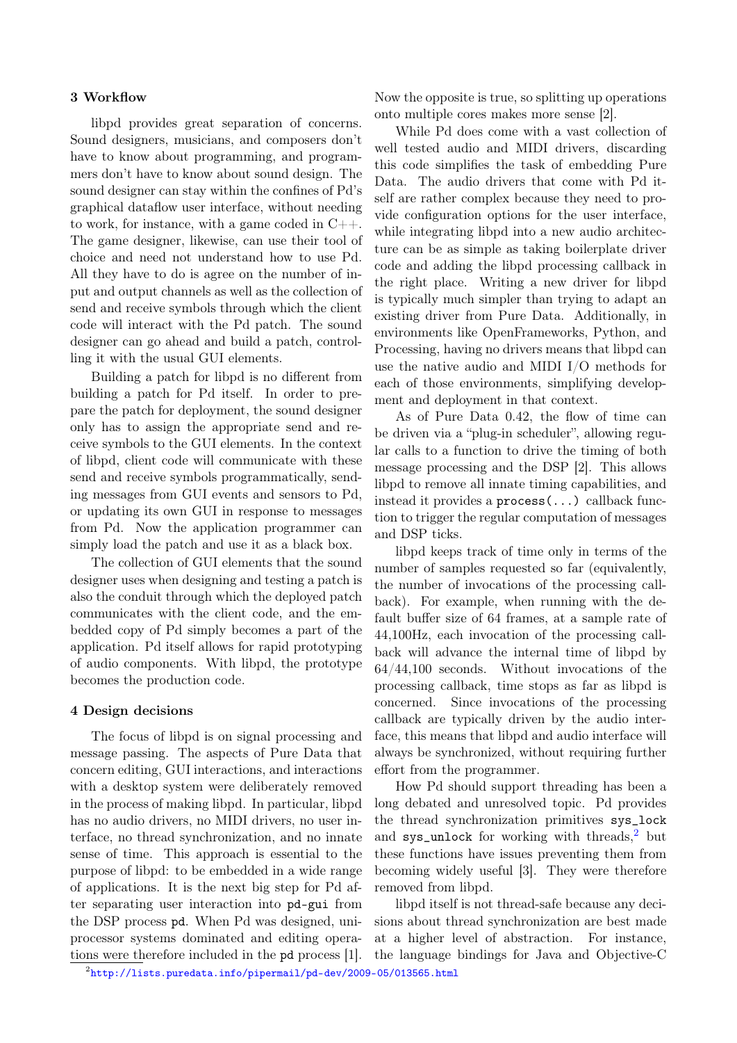## 3 Workflow

libpd provides great separation of concerns. Sound designers, musicians, and composers don't have to know about programming, and programmers don't have to know about sound design. The sound designer can stay within the confines of Pd's graphical dataflow user interface, without needing to work, for instance, with a game coded in C++. The game designer, likewise, can use their tool of choice and need not understand how to use Pd. All they have to do is agree on the number of input and output channels as well as the collection of send and receive symbols through which the client code will interact with the Pd patch. The sound designer can go ahead and build a patch, controlling it with the usual GUI elements.

Building a patch for libpd is no different from building a patch for Pd itself. In order to prepare the patch for deployment, the sound designer only has to assign the appropriate send and receive symbols to the GUI elements. In the context of libpd, client code will communicate with these send and receive symbols programmatically, sending messages from GUI events and sensors to Pd, or updating its own GUI in response to messages from Pd. Now the application programmer can simply load the patch and use it as a black box.

The collection of GUI elements that the sound designer uses when designing and testing a patch is also the conduit through which the deployed patch communicates with the client code, and the embedded copy of Pd simply becomes a part of the application. Pd itself allows for rapid prototyping of audio components. With libpd, the prototype becomes the production code.

## 4 Design decisions

The focus of libpd is on signal processing and message passing. The aspects of Pure Data that concern editing, GUI interactions, and interactions with a desktop system were deliberately removed in the process of making libpd. In particular, libpd has no audio drivers, no MIDI drivers, no user interface, no thread synchronization, and no innate sense of time. This approach is essential to the purpose of libpd: to be embedded in a wide range of applications. It is the next big step for Pd after separating user interaction into `pd-gui` from the DSP process `pd`. When Pd was designed, uniprocessor systems dominated and editing operations were therefore included in the `pd` process [1]. Now the opposite is true, so splitting up operations onto multiple cores makes more sense [2].

While Pd does come with a vast collection of well tested audio and MIDI drivers, discarding this code simplifies the task of embedding Pure Data. The audio drivers that come with Pd itself are rather complex because they need to provide configuration options for the user interface, while integrating libpd into a new audio architecture can be as simple as taking boilerplate driver code and adding the libpd processing callback in the right place. Writing a new driver for libpd is typically much simpler than trying to adapt an existing driver from Pure Data. Additionally, in environments like OpenFrameworks, Python, and Processing, having no drivers means that libpd can use the native audio and MIDI I/O methods for each of those environments, simplifying development and deployment in that context.

As of Pure Data 0.42, the flow of time can be driven via a "plug-in scheduler", allowing regular calls to a function to drive the timing of both message processing and the DSP [2]. This allows libpd to remove all innate timing capabilities, and instead it provides a `process(...)` callback function to trigger the regular computation of messages and DSP ticks.

libpd keeps track of time only in terms of the number of samples requested so far (equivalently, the number of invocations of the processing callback). For example, when running with the default buffer size of 64 frames, at a sample rate of 44,100Hz, each invocation of the processing callback will advance the internal time of libpd by 64/44,100 seconds. Without invocations of the processing callback, time stops as far as libpd is concerned. Since invocations of the processing callback are typically driven by the audio interface, this means that libpd and audio interface will always be synchronized, without requiring further effort from the programmer.

How Pd should support threading has been a long debated and unresolved topic. Pd provides the thread synchronization primitives `sys_lock` and `sys_unlock` for working with threads,[2] but these functions have issues preventing them from becoming widely useful [3]. They were therefore removed from libpd.

libpd itself is not thread-safe because any decisions about thread synchronization are best made at a higher level of abstraction. For instance, the language bindings for Java and Objective-C

[2] http://lists.puredata.info/pipermail/pd-dev/2009-05/013565.html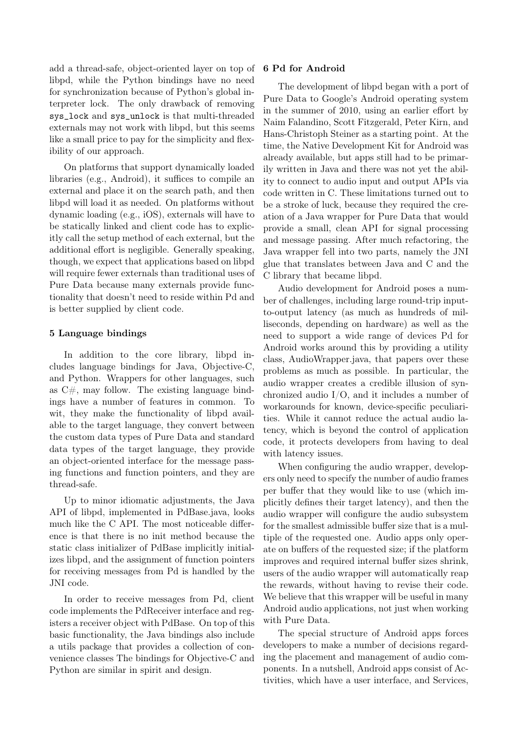add a thread-safe, object-oriented layer on top of libpd, while the Python bindings have no need for synchronization because of Python's global interpreter lock. The only drawback of removing `sys_lock` and `sys_unlock` is that multi-threaded externals may not work with libpd, but this seems like a small price to pay for the simplicity and flexibility of our approach.

On platforms that support dynamically loaded libraries (e.g., Android), it suffices to compile an external and place it on the search path, and then libpd will load it as needed. On platforms without dynamic loading (e.g., iOS), externals will have to be statically linked and client code has to explicitly call the setup method of each external, but the additional effort is negligible. Generally speaking, though, we expect that applications based on libpd will require fewer externals than traditional uses of Pure Data because many externals provide functionality that doesn't need to reside within Pd and is better supplied by client code.

## 5 Language bindings

In addition to the core library, libpd includes language bindings for Java, Objective-C, and Python. Wrappers for other languages, such as C#, may follow. The existing language bindings have a number of features in common. To wit, they make the functionality of libpd available to the target language, they convert between the custom data types of Pure Data and standard data types of the target language, they provide an object-oriented interface for the message passing functions and function pointers, and they are thread-safe.

Up to minor idiomatic adjustments, the Java API of libpd, implemented in PdBase.java, looks much like the C API. The most noticeable difference is that there is no init method because the static class initializer of PdBase implicitly initializes libpd, and the assignment of function pointers for receiving messages from Pd is handled by the JNI code.

In order to receive messages from Pd, client code implements the PdReceiver interface and registers a receiver object with PdBase. On top of this basic functionality, the Java bindings also include a utils package that provides a collection of convenience classes The bindings for Objective-C and Python are similar in spirit and design.

## 6 Pd for Android

The development of libpd began with a port of Pure Data to Google's Android operating system in the summer of 2010, using an earlier effort by Naim Falandino, Scott Fitzgerald, Peter Kirn, and Hans-Christoph Steiner as a starting point. At the time, the Native Development Kit for Android was already available, but apps still had to be primarily written in Java and there was not yet the ability to connect to audio input and output APIs via code written in C. These limitations turned out to be a stroke of luck, because they required the creation of a Java wrapper for Pure Data that would provide a small, clean API for signal processing and message passing. After much refactoring, the Java wrapper fell into two parts, namely the JNI glue that translates between Java and C and the C library that became libpd.

Audio development for Android poses a number of challenges, including large round-trip input-to-output latency (as much as hundreds of milliseconds, depending on hardware) as well as the need to support a wide range of devices Pd for Android works around this by providing a utility class, AudioWrapper.java, that papers over these problems as much as possible. In particular, the audio wrapper creates a credible illusion of synchronized audio I/O, and it includes a number of workarounds for known, device-specific peculiarities. While it cannot reduce the actual audio latency, which is beyond the control of application code, it protects developers from having to deal with latency issues.

When configuring the audio wrapper, developers only need to specify the number of audio frames per buffer that they would like to use (which implicitly defines their target latency), and then the audio wrapper will configure the audio subsystem for the smallest admissible buffer size that is a multiple of the requested one. Audio apps only operate on buffers of the requested size; if the platform improves and required internal buffer sizes shrink, users of the audio wrapper will automatically reap the rewards, without having to revise their code. We believe that this wrapper will be useful in many Android audio applications, not just when working with Pure Data.

The special structure of Android apps forces developers to make a number of decisions regarding the placement and management of audio components. In a nutshell, Android apps consist of Activities, which have a user interface, and Services,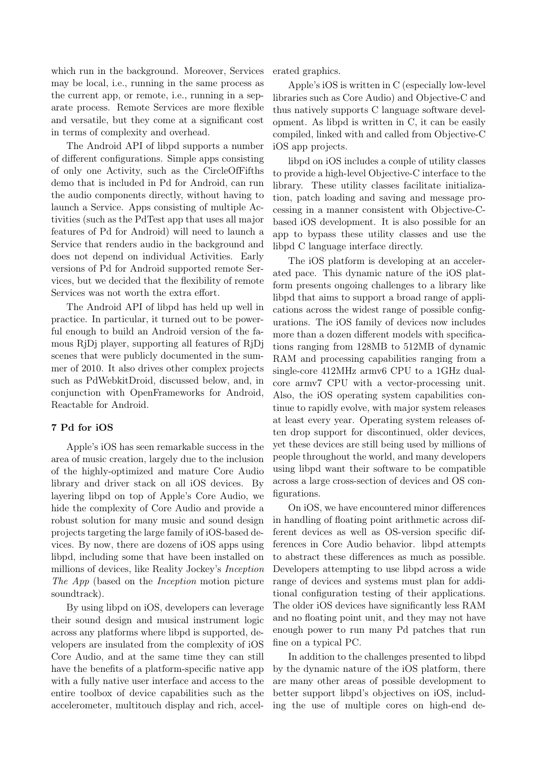which run in the background. Moreover, Services may be local, i.e., running in the same process as the current app, or remote, i.e., running in a separate process. Remote Services are more flexible and versatile, but they come at a significant cost in terms of complexity and overhead.

The Android API of libpd supports a number of different configurations. Simple apps consisting of only one Activity, such as the CircleOfFifths demo that is included in Pd for Android, can run the audio components directly, without having to launch a Service. Apps consisting of multiple Activities (such as the PdTest app that uses all major features of Pd for Android) will need to launch a Service that renders audio in the background and does not depend on individual Activities. Early versions of Pd for Android supported remote Services, but we decided that the flexibility of remote Services was not worth the extra effort.

The Android API of libpd has held up well in practice. In particular, it turned out to be powerful enough to build an Android version of the famous RjDj player, supporting all features of RjDj scenes that were publicly documented in the summer of 2010. It also drives other complex projects such as PdWebkitDroid, discussed below, and, in conjunction with OpenFrameworks for Android, Reactable for Android.

## 7 Pd for iOS

Apple's iOS has seen remarkable success in the area of music creation, largely due to the inclusion of the highly-optimized and mature Core Audio library and driver stack on all iOS devices. By layering libpd on top of Apple's Core Audio, we hide the complexity of Core Audio and provide a robust solution for many music and sound design projects targeting the large family of iOS-based devices. By now, there are dozens of iOS apps using libpd, including some that have been installed on millions of devices, like Reality Jockey's *Inception The App* (based on the *Inception* motion picture soundtrack).

By using libpd on iOS, developers can leverage their sound design and musical instrument logic across any platforms where libpd is supported, developers are insulated from the complexity of iOS Core Audio, and at the same time they can still have the benefits of a platform-specific native app with a fully native user interface and access to the entire toolbox of device capabilities such as the accelerometer, multitouch display and rich, accelerated graphics.

Apple's iOS is written in C (especially low-level libraries such as Core Audio) and Objective-C and thus natively supports C language software development. As libpd is written in C, it can be easily compiled, linked with and called from Objective-C iOS app projects.

libpd on iOS includes a couple of utility classes to provide a high-level Objective-C interface to the library. These utility classes facilitate initialization, patch loading and saving and message processing in a manner consistent with Objective-C-based iOS development. It is also possible for an app to bypass these utility classes and use the libpd C language interface directly.

The iOS platform is developing at an accelerated pace. This dynamic nature of the iOS platform presents ongoing challenges to a library like libpd that aims to support a broad range of applications across the widest range of possible configurations. The iOS family of devices now includes more than a dozen different models with specifications ranging from 128MB to 512MB of dynamic RAM and processing capabilities ranging from a single-core 412MHz armv6 CPU to a 1GHz dual-core armv7 CPU with a vector-processing unit. Also, the iOS operating system capabilities continue to rapidly evolve, with major system releases at least every year. Operating system releases often drop support for discontinued, older devices, yet these devices are still being used by millions of people throughout the world, and many developers using libpd want their software to be compatible across a large cross-section of devices and OS configurations.

On iOS, we have encountered minor differences in handling of floating point arithmetic across different devices as well as OS-version specific differences in Core Audio behavior. libpd attempts to abstract these differences as much as possible. Developers attempting to use libpd across a wide range of devices and systems must plan for additional configuration testing of their applications. The older iOS devices have significantly less RAM and no floating point unit, and they may not have enough power to run many Pd patches that run fine on a typical PC.

In addition to the challenges presented to libpd by the dynamic nature of the iOS platform, there are many other areas of possible development to better support libpd's objectives on iOS, including the use of multiple cores on high-end de-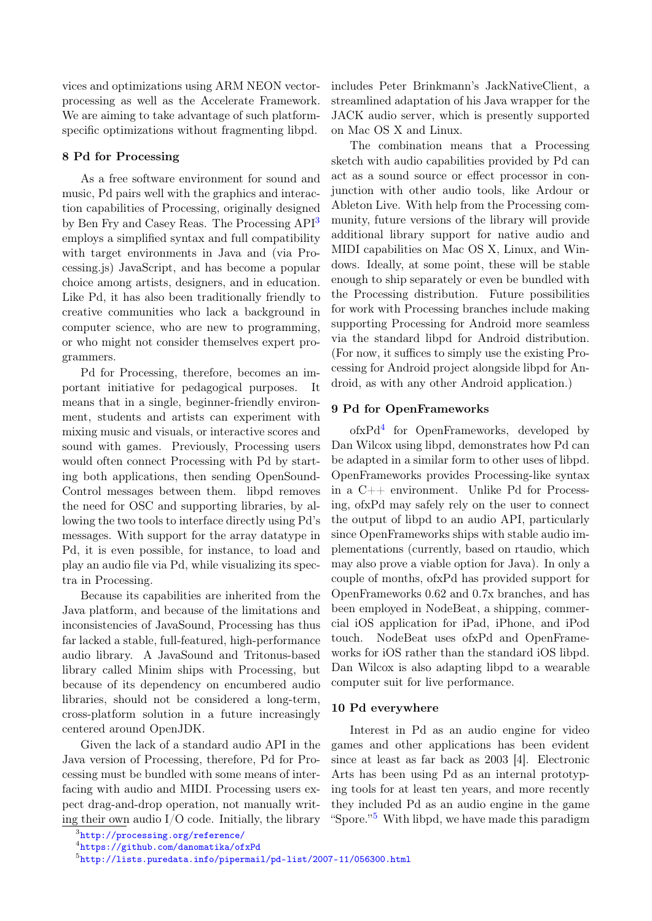vices and optimizations using ARM NEON vector-processing as well as the Accelerate Framework. We are aiming to take advantage of such platform-specific optimizations without fragmenting libpd.

## 8 Pd for Processing

As a free software environment for sound and music, Pd pairs well with the graphics and interaction capabilities of Processing, originally designed by Ben Fry and Casey Reas. The Processing API[3] employs a simplified syntax and full compatibility with target environments in Java and (via Processing.js) JavaScript, and has become a popular choice among artists, designers, and in education. Like Pd, it has also been traditionally friendly to creative communities who lack a background in computer science, who are new to programming, or who might not consider themselves expert programmers.

Pd for Processing, therefore, becomes an important initiative for pedagogical purposes. It means that in a single, beginner-friendly environment, students and artists can experiment with mixing music and visuals, or interactive scores and sound with games. Previously, Processing users would often connect Processing with Pd by starting both applications, then sending OpenSoundControl messages between them. libpd removes the need for OSC and supporting libraries, by allowing the two tools to interface directly using Pd's messages. With support for the array datatype in Pd, it is even possible, for instance, to load and play an audio file via Pd, while visualizing its spectra in Processing.

Because its capabilities are inherited from the Java platform, and because of the limitations and inconsistencies of JavaSound, Processing has thus far lacked a stable, full-featured, high-performance audio library. A JavaSound and Tritonus-based library called Minim ships with Processing, but because of its dependency on encumbered audio libraries, should not be considered a long-term, cross-platform solution in a future increasingly centered around OpenJDK.

Given the lack of a standard audio API in the Java version of Processing, therefore, Pd for Processing must be bundled with some means of interfacing with audio and MIDI. Processing users expect drag-and-drop operation, not manually writing their own audio I/O code. Initially, the library includes Peter Brinkmann's JackNativeClient, a streamlined adaptation of his Java wrapper for the JACK audio server, which is presently supported on Mac OS X and Linux.

The combination means that a Processing sketch with audio capabilities provided by Pd can act as a sound source or effect processor in conjunction with other audio tools, like Ardour or Ableton Live. With help from the Processing community, future versions of the library will provide additional library support for native audio and MIDI capabilities on Mac OS X, Linux, and Windows. Ideally, at some point, these will be stable enough to ship separately or even be bundled with the Processing distribution. Future possibilities for work with Processing branches include making supporting Processing for Android more seamless via the standard libpd for Android distribution. (For now, it suffices to simply use the existing Processing for Android project alongside libpd for Android, as with any other Android application.)

## 9 Pd for OpenFrameworks

ofxPd[4] for OpenFrameworks, developed by Dan Wilcox using libpd, demonstrates how Pd can be adapted in a similar form to other uses of libpd. OpenFrameworks provides Processing-like syntax in a C++ environment. Unlike Pd for Processing, ofxPd may safely rely on the user to connect the output of libpd to an audio API, particularly since OpenFrameworks ships with stable audio implementations (currently, based on rtaudio, which may also prove a viable option for Java). In only a couple of months, ofxPd has provided support for OpenFrameworks 0.62 and 0.7x branches, and has been employed in NodeBeat, a shipping, commercial iOS application for iPad, iPhone, and iPod touch. NodeBeat uses ofxPd and OpenFrameworks for iOS rather than the standard iOS libpd. Dan Wilcox is also adapting libpd to a wearable computer suit for live performance.

## 10 Pd everywhere

Interest in Pd as an audio engine for video games and other applications has been evident since at least as far back as 2003 [4]. Electronic Arts has been using Pd as an internal prototyping tools for at least ten years, and more recently they included Pd as an audio engine in the game "Spore."[5] With libpd, we have made this paradigm

[3] http://processing.org/reference/

[4] https://github.com/danomatika/ofxPd

[5] http://lists.puredata.info/pipermail/pd-list/2007-11/056300.html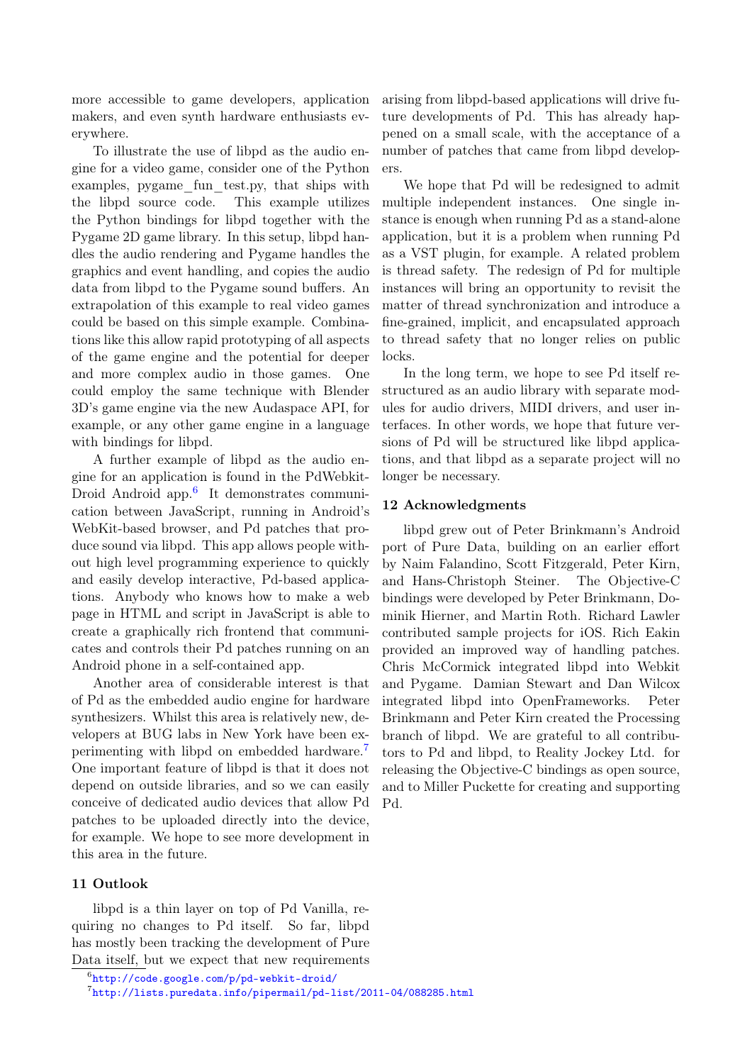more accessible to game developers, application makers, and even synth hardware enthusiasts everywhere.

To illustrate the use of libpd as the audio engine for a video game, consider one of the Python examples, pygame_fun_test.py, that ships with the libpd source code. This example utilizes the Python bindings for libpd together with the Pygame 2D game library. In this setup, libpd handles the audio rendering and Pygame handles the graphics and event handling, and copies the audio data from libpd to the Pygame sound buffers. An extrapolation of this example to real video games could be based on this simple example. Combinations like this allow rapid prototyping of all aspects of the game engine and the potential for deeper and more complex audio in those games. One could employ the same technique with Blender 3D's game engine via the new Audaspace API, for example, or any other game engine in a language with bindings for libpd.

A further example of libpd as the audio engine for an application is found in the PdWebkit-Droid Android app.[6] It demonstrates communication between JavaScript, running in Android's WebKit-based browser, and Pd patches that produce sound via libpd. This app allows people without high level programming experience to quickly and easily develop interactive, Pd-based applications. Anybody who knows how to make a web page in HTML and script in JavaScript is able to create a graphically rich frontend that communicates and controls their Pd patches running on an Android phone in a self-contained app.

Another area of considerable interest is that of Pd as the embedded audio engine for hardware synthesizers. Whilst this area is relatively new, developers at BUG labs in New York have been experimenting with libpd on embedded hardware.[7] One important feature of libpd is that it does not depend on outside libraries, and so we can easily conceive of dedicated audio devices that allow Pd patches to be uploaded directly into the device, for example. We hope to see more development in this area in the future.

## 11 Outlook

libpd is a thin layer on top of Pd Vanilla, requiring no changes to Pd itself. So far, libpd has mostly been tracking the development of Pure Data itself, but we expect that new requirements arising from libpd-based applications will drive future developments of Pd. This has already happened on a small scale, with the acceptance of a number of patches that came from libpd developers.

We hope that Pd will be redesigned to admit multiple independent instances. One single instance is enough when running Pd as a stand-alone application, but it is a problem when running Pd as a VST plugin, for example. A related problem is thread safety. The redesign of Pd for multiple instances will bring an opportunity to revisit the matter of thread synchronization and introduce a fine-grained, implicit, and encapsulated approach to thread safety that no longer relies on public locks.

In the long term, we hope to see Pd itself restructured as an audio library with separate modules for audio drivers, MIDI drivers, and user interfaces. In other words, we hope that future versions of Pd will be structured like libpd applications, and that libpd as a separate project will no longer be necessary.

## 12 Acknowledgments

libpd grew out of Peter Brinkmann's Android port of Pure Data, building on an earlier effort by Naim Falandino, Scott Fitzgerald, Peter Kirn, and Hans-Christoph Steiner. The Objective-C bindings were developed by Peter Brinkmann, Dominik Hierner, and Martin Roth. Richard Lawler contributed sample projects for iOS. Rich Eakin provided an improved way of handling patches. Chris McCormick integrated libpd into Webkit and Pygame. Damian Stewart and Dan Wilcox integrated libpd into OpenFrameworks. Peter Brinkmann and Peter Kirn created the Processing branch of libpd. We are grateful to all contributors to Pd and libpd, to Reality Jockey Ltd. for releasing the Objective-C bindings as open source, and to Miller Puckette for creating and supporting Pd.

---

[6] http://code.google.com/p/pd-webkit-droid/

[7] http://lists.puredata.info/pipermail/pd-list/2011-04/088285.html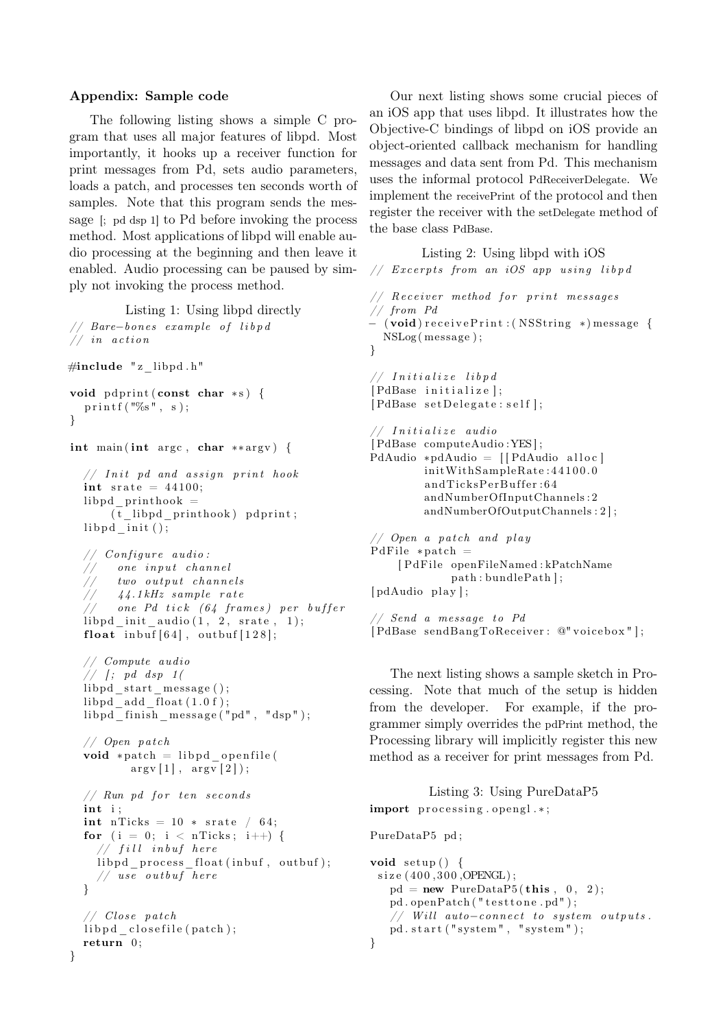### Appendix: Sample code

The following listing shows a simple C program that uses all major features of libpd. Most importantly, it hooks up a receiver function for print messages from Pd, sets audio parameters, loads a patch, and processes ten seconds worth of samples. Note that this program sends the message [; pd dsp 1] to Pd before invoking the process method. Most applications of libpd will enable audio processing at the beginning and then leave it enabled. Audio processing can be paused by simply not invoking the process method.

Listing 1: Using libpd directly

```c
// Bare-bones example of libpd
// in action

#include "z_libpd.h"

void pdprint(const char *s) {
  printf("%s", s);
}

int main(int argc, char **argv) {

  // Init pd and assign print hook
  int srate = 44100;
  libpd_printhook =
      (t_libpd_printhook) pdprint;
  libpd_init();

  // Configure audio:
  //   one input channel
  //   two output channels
  //   44.1kHz sample rate
  //   one Pd tick (64 frames) per buffer
  libpd_init_audio(1, 2, srate, 1);
  float inbuf[64], outbuf[128];

  // Compute audio
  // [; pd dsp 1(
  libpd_start_message();
  libpd_add_float(1.0f);
  libpd_finish_message("pd", "dsp");

  // Open patch
  void *patch = libpd_openfile(
         argv[1], argv[2]);

  // Run pd for ten seconds
  int i;
  int nTicks = 10 * srate / 64;
  for (i = 0; i < nTicks; i++) {
    // fill inbuf here
    libpd_process_float(inbuf, outbuf);
    // use outbuf here
  }

  // Close patch
  libpd_closefile(patch);
  return 0;
}
```

Our next listing shows some crucial pieces of an iOS app that uses libpd. It illustrates how the Objective-C bindings of libpd on iOS provide an object-oriented callback mechanism for handling messages and data sent from Pd. This mechanism uses the informal protocol PdReceiverDelegate. We implement the receivePrint of the protocol and then register the receiver with the setDelegate method of the base class PdBase.

Listing 2: Using libpd with iOS

```objc
// Excerpts from an iOS app using libpd

// Receiver method for print messages
// from Pd
- (void)receivePrint:(NSString *)message {
  NSLog(message);
}

// Initialize libpd
[PdBase initialize];
[PdBase setDelegate:self];

// Initialize audio
[PdBase computeAudio:YES];
PdAudio *pdAudio = [[PdAudio alloc]
        initWithSampleRate:44100.0
        andTicksPerBuffer:64
        andNumberOfInputChannels:2
        andNumberOfOutputChannels:2];

// Open a patch and play
PdFile *patch =
    [PdFile openFileNamed:kPatchName
            path:bundlePath];
[pdAudio play];

// Send a message to Pd
[PdBase sendBangToReceiver: @"voicebox"];
```

The next listing shows a sample sketch in Processing. Note that much of the setup is hidden from the developer. For example, if the programmer simply overrides the pdPrint method, the Processing library will implicitly register this new method as a receiver for print messages from Pd.

Listing 3: Using PureDataP5

```java
import processing.opengl.*;

PureDataP5 pd;

void setup() {
 size(400,300,OPENGL);
   pd = new PureDataP5(this, 0, 2);
   pd.openPatch("testtone.pd");
   // Will auto-connect to system outputs.
   pd.start("system", "system");
}
```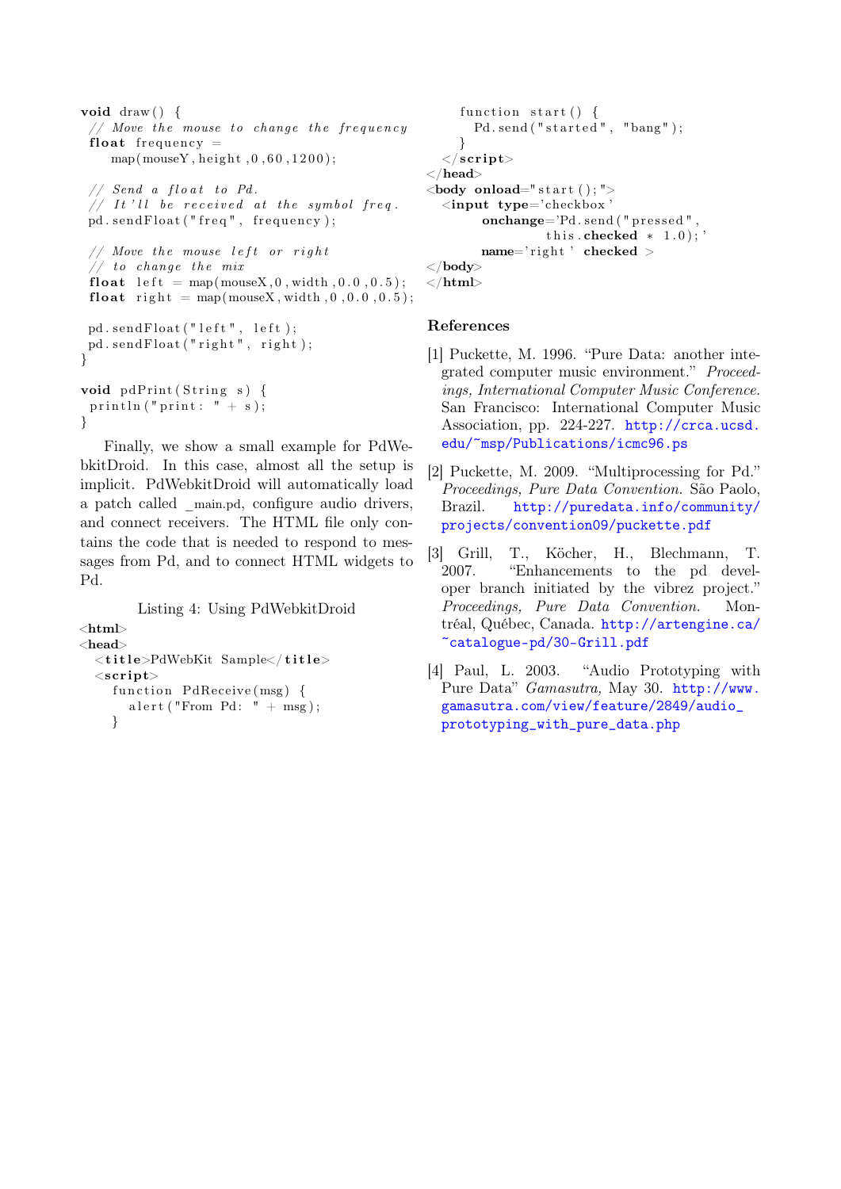```
void draw() {
 // Move the mouse to change the frequency
 float frequency =
     map(mouseY,height,0,60,1200);

 // Send a float to Pd.
 // It'll be received at the symbol freq.
 pd.sendFloat("freq", frequency);

 // Move the mouse left or right
 // to change the mix
 float left = map(mouseX,0,width,0.0,0.5);
 float right = map(mouseX,width,0,0.0,0.5);

 pd.sendFloat("left", left);
 pd.sendFloat("right", right);
}

void pdPrint(String s) {
 println("print: " + s);
}
```

Finally, we show a small example for PdWebkitDroid. In this case, almost all the setup is implicit. PdWebkitDroid will automatically load a patch called _main.pd, configure audio drivers, and connect receivers. The HTML file only contains the code that is needed to respond to messages from Pd, and to connect HTML widgets to Pd.

Listing 4: Using PdWebkitDroid

```
<html>
<head>
  <title>PdWebKit Sample</title>
  <script>
    function PdReceive(msg) {
      alert("From Pd: " + msg);
    }
    function start() {
      Pd.send("started", "bang");
    }
  </script>
</head>
<body onload="start();">
  <input type='checkbox'
       onchange='Pd.send("pressed",
                this.checked * 1.0);'
       name='right' checked >
</body>
</html>
```

## References

[1] Puckette, M. 1996. "Pure Data: another integrated computer music environment." *Proceedings, International Computer Music Conference.* San Francisco: International Computer Music Association, pp. 224-227. http://crca.ucsd.edu/~msp/Publications/icmc96.ps

[2] Puckette, M. 2009. "Multiprocessing for Pd." *Proceedings, Pure Data Convention.* São Paolo, Brazil. http://puredata.info/community/projects/convention09/puckette.pdf

[3] Grill, T., Köcher, H., Blechmann, T. 2007. "Enhancements to the pd developer branch initiated by the vibrez project." *Proceedings, Pure Data Convention.* Montréal, Québec, Canada. http://artengine.ca/~catalogue-pd/30-Grill.pdf

[4] Paul, L. 2003. "Audio Prototyping with Pure Data" *Gamasutra,* May 30. http://www.gamasutra.com/view/feature/2849/audio_prototyping_with_pure_data.php